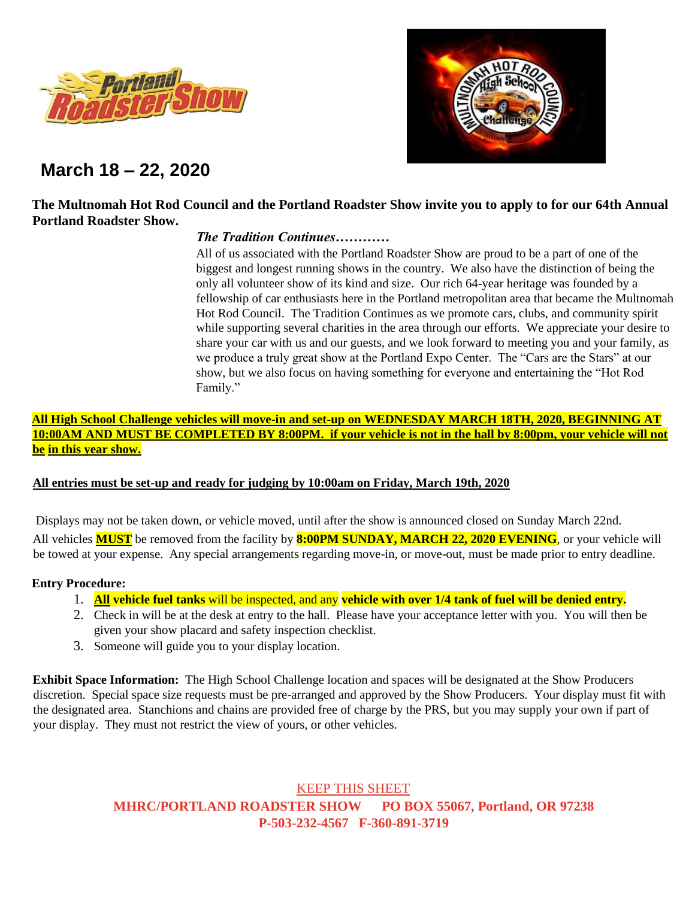## March 18 – 22, 2020

**The Multnomah Hot Rod Council and the Portland Roadster Show invite you to apply to for our 64th Annual Portland Roadster Show.**

***The Tradition Continues…………***

All of us associated with the Portland Roadster Show are proud to be a part of one of the biggest and longest running shows in the country. We also have the distinction of being the only all volunteer show of its kind and size. Our rich 64-year heritage was founded by a fellowship of car enthusiasts here in the Portland metropolitan area that became the Multnomah Hot Rod Council. The Tradition Continues as we promote cars, clubs, and community spirit while supporting several charities in the area through our efforts. We appreciate your desire to share your car with us and our guests, and we look forward to meeting you and your family, as we produce a truly great show at the Portland Expo Center. The "Cars are the Stars" at our show, but we also focus on having something for everyone and entertaining the "Hot Rod Family."

**All High School Challenge vehicles will move-in and set-up on WEDNESDAY MARCH 18TH, 2020, BEGINNING AT 10:00AM AND MUST BE COMPLETED BY 8:00PM. if your vehicle is not in the hall by 8:00pm, your vehicle will not be in this year show.**

**All entries must be set-up and ready for judging by 10:00am on Friday, March 19th, 2020**

Displays may not be taken down, or vehicle moved, until after the show is announced closed on Sunday March 22nd. All vehicles **MUST** be removed from the facility by **8:00PM SUNDAY, MARCH 22, 2020 EVENING**, or your vehicle will be towed at your expense. Any special arrangements regarding move-in, or move-out, must be made prior to entry deadline.

**Entry Procedure:**

1. **All vehicle fuel tanks** will be inspected, and any **vehicle with over 1/4 tank of fuel will be denied entry.**
2. Check in will be at the desk at entry to the hall. Please have your acceptance letter with you. You will then be given your show placard and safety inspection checklist.
3. Someone will guide you to your display location.

**Exhibit Space Information:** The High School Challenge location and spaces will be designated at the Show Producers discretion. Special space size requests must be pre-arranged and approved by the Show Producers. Your display must fit with the designated area. Stanchions and chains are provided free of charge by the PRS, but you may supply your own if part of your display. They must not restrict the view of yours, or other vehicles.

KEEP THIS SHEET

**MHRC/PORTLAND ROADSTER SHOW PO BOX 55067, Portland, OR 97238**
**P-503-232-4567 F-360-891-3719**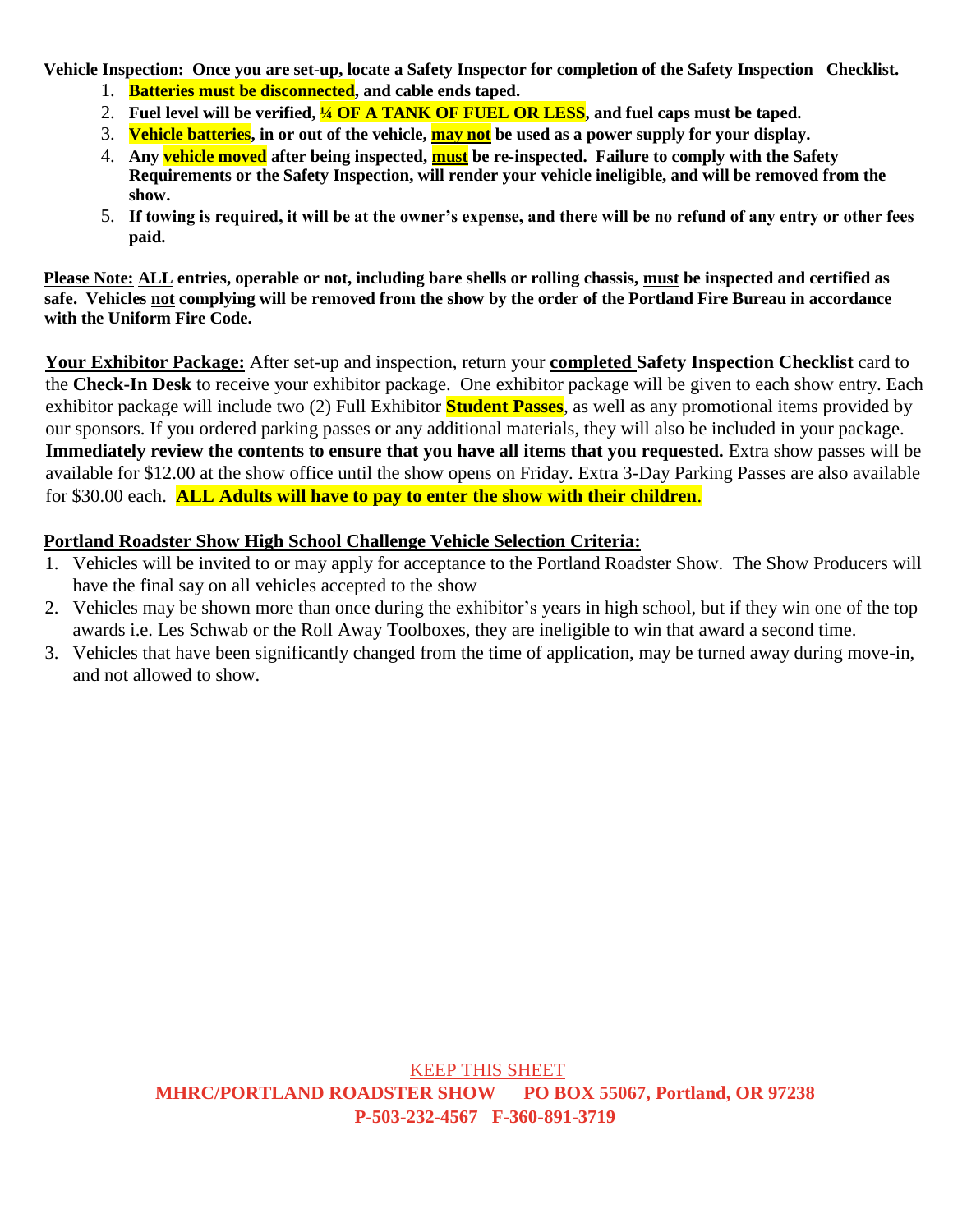**Vehicle Inspection: Once you are set-up, locate a Safety Inspector for completion of the Safety Inspection Checklist.**

1. **Batteries must be disconnected, and cable ends taped.**
2. **Fuel level will be verified, ¼ OF A TANK OF FUEL OR LESS, and fuel caps must be taped.**
3. **Vehicle batteries, in or out of the vehicle, may not be used as a power supply for your display.**
4. **Any vehicle moved after being inspected, must be re-inspected. Failure to comply with the Safety Requirements or the Safety Inspection, will render your vehicle ineligible, and will be removed from the show.**
5. **If towing is required, it will be at the owner's expense, and there will be no refund of any entry or other fees paid.**

**Please Note: ALL entries, operable or not, including bare shells or rolling chassis, must be inspected and certified as safe. Vehicles not complying will be removed from the show by the order of the Portland Fire Bureau in accordance with the Uniform Fire Code.**

**Your Exhibitor Package:** After set-up and inspection, return your **completed Safety Inspection Checklist** card to the **Check-In Desk** to receive your exhibitor package. One exhibitor package will be given to each show entry. Each exhibitor package will include two (2) Full Exhibitor **Student Passes**, as well as any promotional items provided by our sponsors. If you ordered parking passes or any additional materials, they will also be included in your package. **Immediately review the contents to ensure that you have all items that you requested.** Extra show passes will be available for $12.00 at the show office until the show opens on Friday. Extra 3-Day Parking Passes are also available for $30.00 each. **ALL Adults will have to pay to enter the show with their children**.

**Portland Roadster Show High School Challenge Vehicle Selection Criteria:**

1. Vehicles will be invited to or may apply for acceptance to the Portland Roadster Show. The Show Producers will have the final say on all vehicles accepted to the show
2. Vehicles may be shown more than once during the exhibitor's years in high school, but if they win one of the top awards i.e. Les Schwab or the Roll Away Toolboxes, they are ineligible to win that award a second time.
3. Vehicles that have been significantly changed from the time of application, may be turned away during move-in, and not allowed to show.

KEEP THIS SHEET

**MHRC/PORTLAND ROADSTER SHOW PO BOX 55067, Portland, OR 97238**

**P-503-232-4567 F-360-891-3719**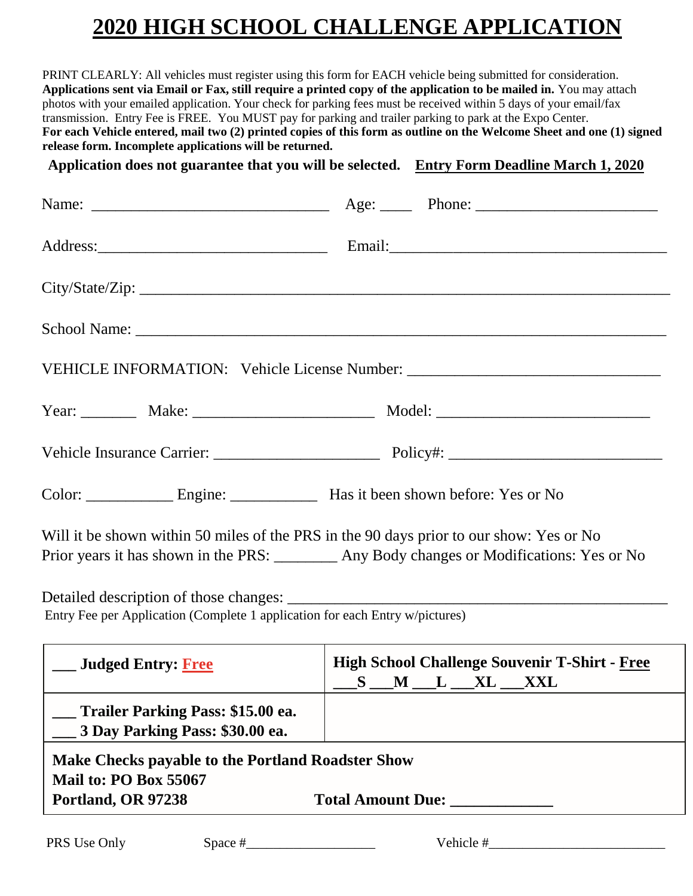# 2020 HIGH SCHOOL CHALLENGE APPLICATION

PRINT CLEARLY: All vehicles must register using this form for EACH vehicle being submitted for consideration. **Applications sent via Email or Fax, still require a printed copy of the application to be mailed in.** You may attach photos with your emailed application. Your check for parking fees must be received within 5 days of your email/fax transmission. Entry Fee is FREE. You MUST pay for parking and trailer parking to park at the Expo Center.
**For each Vehicle entered, mail two (2) printed copies of this form as outline on the Welcome Sheet and one (1) signed release form. Incomplete applications will be returned.**

**Application does not guarantee that you will be selected.** **Entry Form Deadline March 1, 2020**

Name: ______________________________ Age: ____ Phone: ______________________

Address:______________________________ Email:____________________________________

City/State/Zip: ________________________________________________________________

School Name: __________________________________________________________________

VEHICLE INFORMATION: Vehicle License Number: _________________________________

Year: _______ Make: ______________________ Model: ___________________________

Vehicle Insurance Carrier: _____________________ Policy#: ___________________________

Color: ___________ Engine: ___________ Has it been shown before: Yes or No

Will it be shown within 50 miles of the PRS in the 90 days prior to our show: Yes or No
Prior years it has shown in the PRS: ________ Any Body changes or Modifications: Yes or No

Detailed description of those changes: _________________________________________________
Entry Fee per Application (Complete 1 application for each Entry w/pictures)

| | |
|---|---|
| **___ Judged Entry: Free** | **High School Challenge Souvenir T-Shirt - Free** **___S ___M ___L ___XL ___XXL** |
| **___ Trailer Parking Pass: $15.00 ea.** **___ 3 Day Parking Pass: $30.00 ea.** | |
| **Make Checks payable to the Portland Roadster Show** **Mail to: PO Box 55067** **Portland, OR 97238** **Total Amount Due: ____________** | |

PRS Use Only Space #__________________ Vehicle #_________________________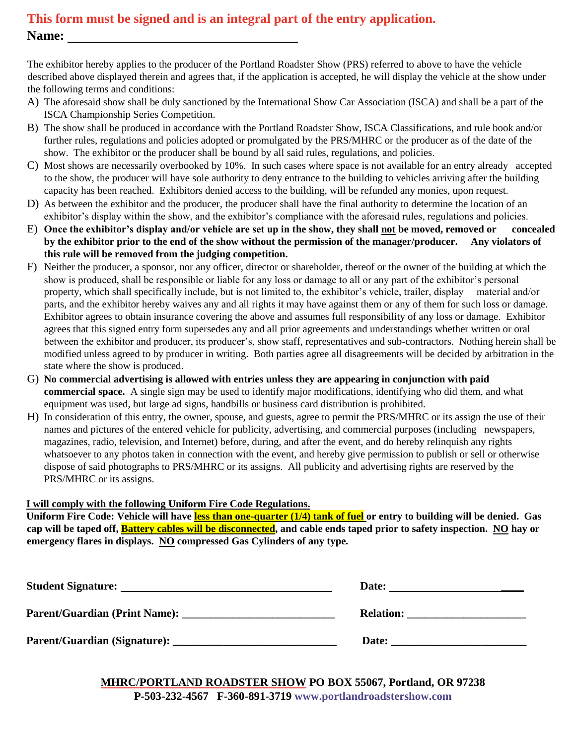**This form must be signed and is an integral part of the entry application.**

**Name: ____________________________________**

The exhibitor hereby applies to the producer of the Portland Roadster Show (PRS) referred to above to have the vehicle described above displayed therein and agrees that, if the application is accepted, he will display the vehicle at the show under the following terms and conditions:

A) The aforesaid show shall be duly sanctioned by the International Show Car Association (ISCA) and shall be a part of the ISCA Championship Series Competition.

B) The show shall be produced in accordance with the Portland Roadster Show, ISCA Classifications, and rule book and/or further rules, regulations and policies adopted or promulgated by the PRS/MHRC or the producer as of the date of the show. The exhibitor or the producer shall be bound by all said rules, regulations, and policies.

C) Most shows are necessarily overbooked by 10%. In such cases where space is not available for an entry already accepted to the show, the producer will have sole authority to deny entrance to the building to vehicles arriving after the building capacity has been reached. Exhibitors denied access to the building, will be refunded any monies, upon request.

D) As between the exhibitor and the producer, the producer shall have the final authority to determine the location of an exhibitor's display within the show, and the exhibitor's compliance with the aforesaid rules, regulations and policies.

E) **Once the exhibitor's display and/or vehicle are set up in the show, they shall <u>not</u> be moved, removed or concealed by the exhibitor prior to the end of the show without the permission of the manager/producer. Any violators of this rule will be removed from the judging competition.**

F) Neither the producer, a sponsor, nor any officer, director or shareholder, thereof or the owner of the building at which the show is produced, shall be responsible or liable for any loss or damage to all or any part of the exhibitor's personal property, which shall specifically include, but is not limited to, the exhibitor's vehicle, trailer, display material and/or parts, and the exhibitor hereby waives any and all rights it may have against them or any of them for such loss or damage. Exhibitor agrees to obtain insurance covering the above and assumes full responsibility of any loss or damage. Exhibitor agrees that this signed entry form supersedes any and all prior agreements and understandings whether written or oral between the exhibitor and producer, its producer's, show staff, representatives and sub-contractors. Nothing herein shall be modified unless agreed to by producer in writing. Both parties agree all disagreements will be decided by arbitration in the state where the show is produced.

G) **No commercial advertising is allowed with entries unless they are appearing in conjunction with paid commercial space.** A single sign may be used to identify major modifications, identifying who did them, and what equipment was used, but large ad signs, handbills or business card distribution is prohibited.

H) In consideration of this entry, the owner, spouse, and guests, agree to permit the PRS/MHRC or its assign the use of their names and pictures of the entered vehicle for publicity, advertising, and commercial purposes (including newspapers, magazines, radio, television, and Internet) before, during, and after the event, and do hereby relinquish any rights whatsoever to any photos taken in connection with the event, and hereby give permission to publish or sell or otherwise dispose of said photographs to PRS/MHRC or its assigns. All publicity and advertising rights are reserved by the PRS/MHRC or its assigns.

**<u>I will comply with the following Uniform Fire Code Regulations.</u>**

**Uniform Fire Code: Vehicle will have <u>less than one-quarter (1/4) tank of fuel</u> or entry to building will be denied. Gas cap will be taped off, <u>Battery cables will be disconnected</u>, and cable ends taped prior to safety inspection. <u>NO</u> hay or emergency flares in displays. <u>NO</u> compressed Gas Cylinders of any type.**

**Student Signature:** ____________________________________ **Date:** ________________________

**Parent/Guardian (Print Name):** ___________________________ **Relation:** _____________________

**Parent/Guardian (Signature):** _____________________________ **Date:** ________________________

**<u>MHRC/PORTLAND ROADSTER SHOW</u> PO BOX 55067, Portland, OR 97238**
**P-503-232-4567 F-360-891-3719 www.portlandroadstershow.com**